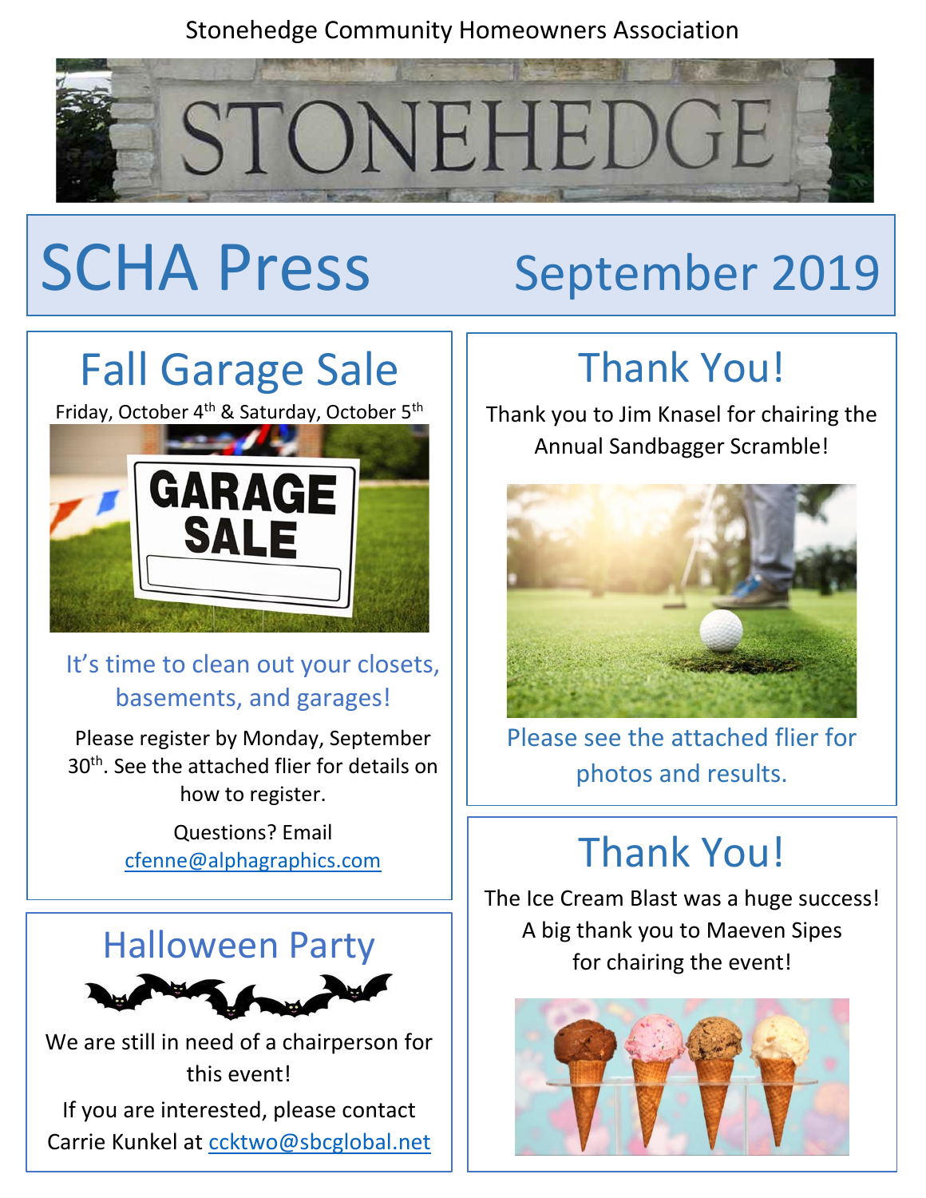Stonehedge Community Homeowners Association

# SCHA Press — September 2019

## Fall Garage Sale

Friday, October 4th & Saturday, October 5th

It's time to clean out your closets, basements, and garages!

Please register by Monday, September 30th. See the attached flier for details on how to register.

Questions? Email cfenne@alphagraphics.com

## Halloween Party

We are still in need of a chairperson for this event!

If you are interested, please contact Carrie Kunkel at ccktwo@sbcglobal.net

## Thank You!

Thank you to Jim Knasel for chairing the Annual Sandbagger Scramble!

Please see the attached flier for photos and results.

## Thank You!

The Ice Cream Blast was a huge success! A big thank you to Maeven Sipes for chairing the event!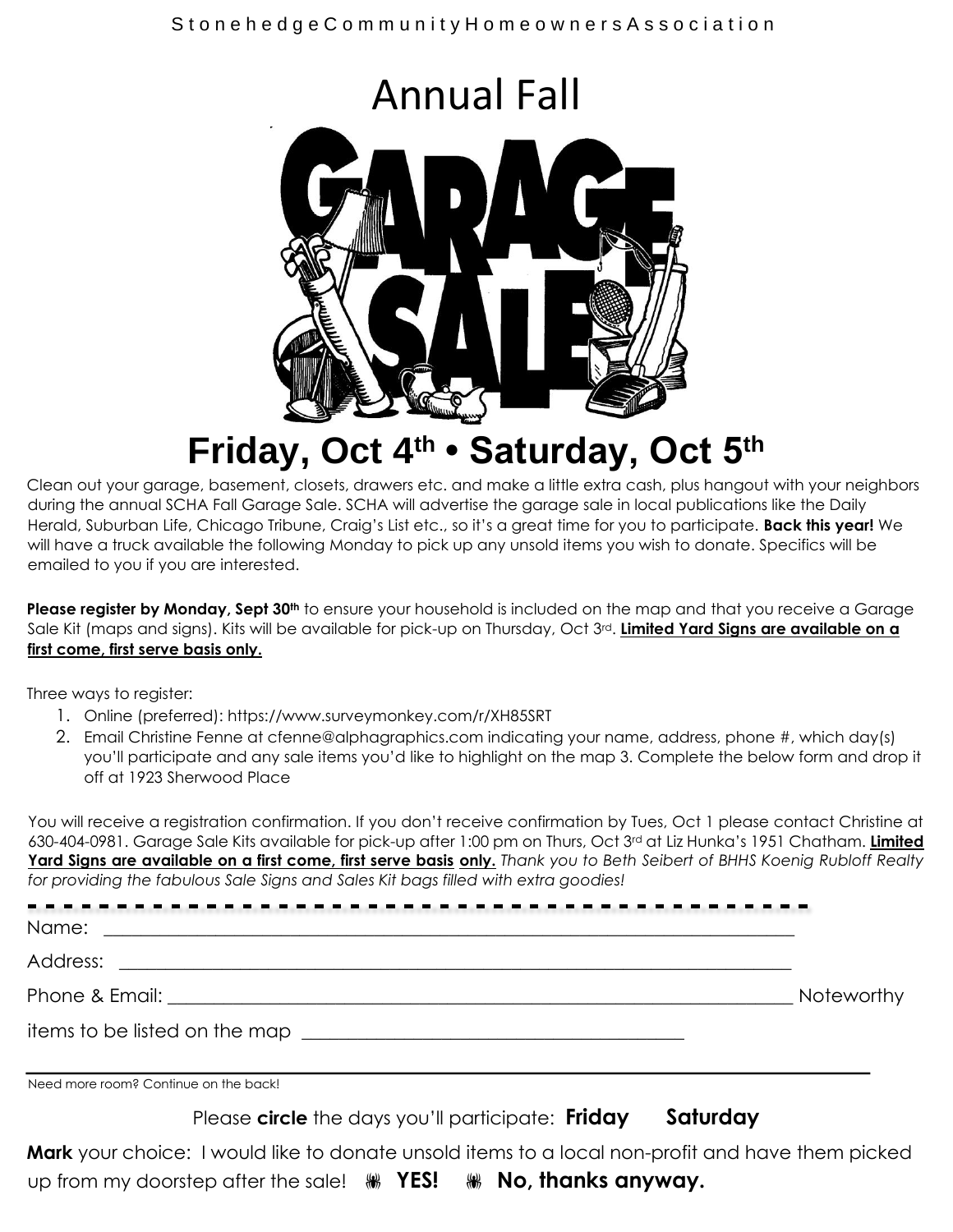Stonehedge Community Homeowners Association

# Annual Fall

# GARAGE SALE

## Friday, Oct 4th • Saturday, Oct 5th

Clean out your garage, basement, closets, drawers etc. and make a little extra cash, plus hangout with your neighbors during the annual SCHA Fall Garage Sale. SCHA will advertise the garage sale in local publications like the Daily Herald, Suburban Life, Chicago Tribune, Craig's List etc., so it's a great time for you to participate. **Back this year!** We will have a truck available the following Monday to pick up any unsold items you wish to donate. Specifics will be emailed to you if you are interested.

**Please register by Monday, Sept 30th** to ensure your household is included on the map and that you receive a Garage Sale Kit (maps and signs). Kits will be available for pick-up on Thursday, Oct 3rd. **Limited Yard Signs are available on a first come, first serve basis only.**

Three ways to register:

1. Online (preferred): https://www.surveymonkey.com/r/XH85SRT
2. Email Christine Fenne at cfenne@alphagraphics.com indicating your name, address, phone #, which day(s) you'll participate and any sale items you'd like to highlight on the map 3. Complete the below form and drop it off at 1923 Sherwood Place

You will receive a registration confirmation. If you don't receive confirmation by Tues, Oct 1 please contact Christine at 630-404-0981. Garage Sale Kits available for pick-up after 1:00 pm on Thurs, Oct 3rd at Liz Hunka's 1951 Chatham. **Limited Yard Signs are available on a first come, first serve basis only.** *Thank you to Beth Seibert of BHHS Koenig Rubloff Realty for providing the fabulous Sale Signs and Sales Kit bags filled with extra goodies!*

---

Name: ______________________________________________________________

Address: ____________________________________________________________

Phone & Email: _______________________________________________________ Noteworthy items to be listed on the map ______________________________

______________________________________________________________________

Need more room? Continue on the back!

Please **circle** the days you'll participate: **Friday** **Saturday**

**Mark** your choice: I would like to donate unsold items to a local non-profit and have them picked up from my doorstep after the sale! **YES!** **No, thanks anyway.**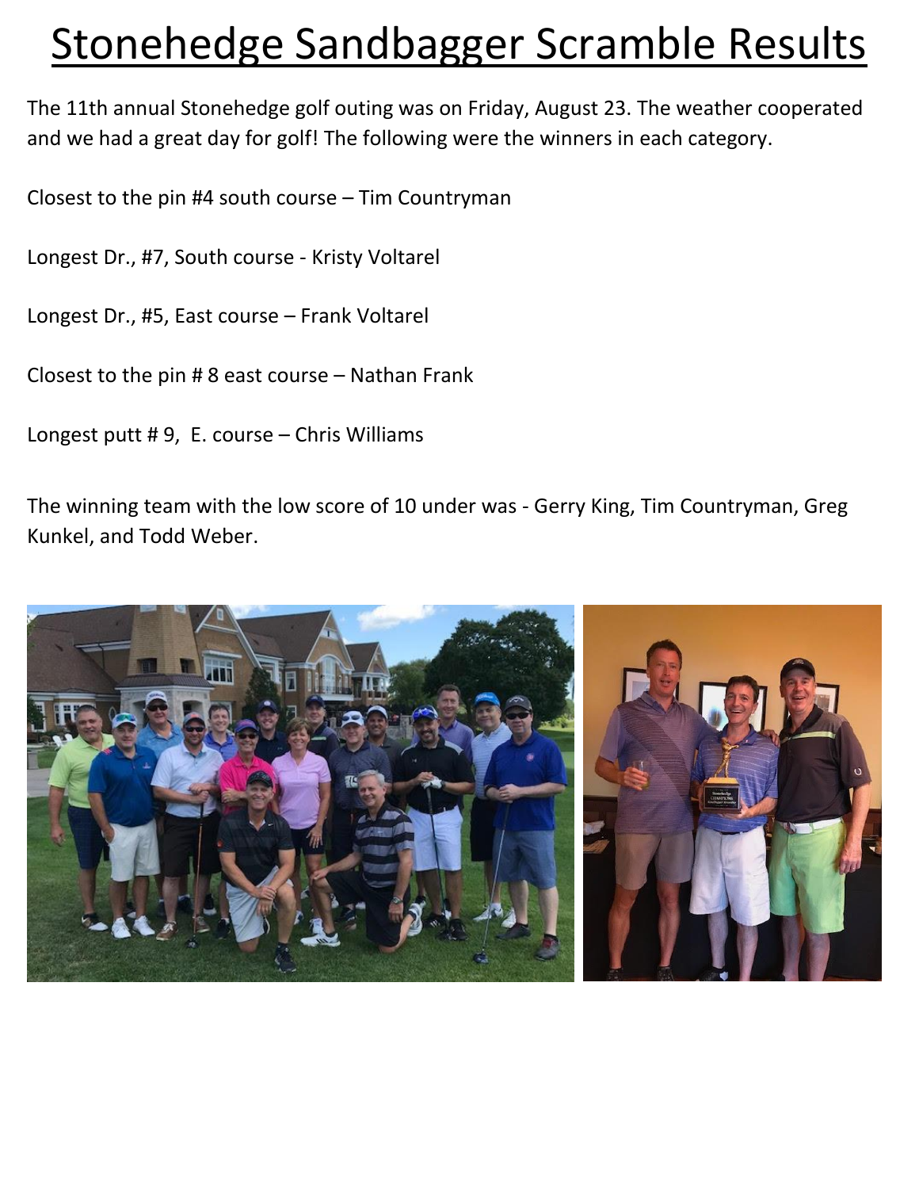# Stonehedge Sandbagger Scramble Results

The 11th annual Stonehedge golf outing was on Friday, August 23. The weather cooperated and we had a great day for golf! The following were the winners in each category.

Closest to the pin #4 south course – Tim Countryman

Longest Dr., #7, South course - Kristy Voltarel

Longest Dr., #5, East course – Frank Voltarel

Closest to the pin # 8 east course – Nathan Frank

Longest putt # 9, E. course – Chris Williams

The winning team with the low score of 10 under was - Gerry King, Tim Countryman, Greg Kunkel, and Todd Weber.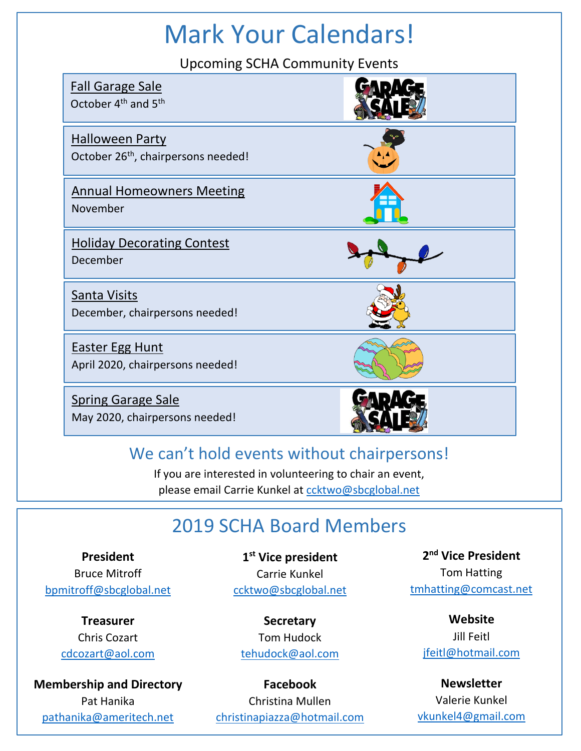# Mark Your Calendars!

Upcoming SCHA Community Events

Fall Garage Sale
October 4th and 5th

Halloween Party
October 26th, chairpersons needed!

Annual Homeowners Meeting
November

Holiday Decorating Contest
December

Santa Visits
December, chairpersons needed!

Easter Egg Hunt
April 2020, chairpersons needed!

Spring Garage Sale
May 2020, chairpersons needed!

## We can't hold events without chairpersons!

If you are interested in volunteering to chair an event,
please email Carrie Kunkel at ccktwo@sbcglobal.net

## 2019 SCHA Board Members

**President**
Bruce Mitroff
bpmitroff@sbcglobal.net

**1st Vice president**
Carrie Kunkel
ccktwo@sbcglobal.net

**2nd Vice President**
Tom Hatting
tmhatting@comcast.net

**Treasurer**
Chris Cozart
cdcozart@aol.com

**Secretary**
Tom Hudock
tehudock@aol.com

**Website**
Jill Feitl
jfeitl@hotmail.com

**Membership and Directory**
Pat Hanika
pathanika@ameritech.net

**Facebook**
Christina Mullen
christinapiazza@hotmail.com

**Newsletter**
Valerie Kunkel
vkunkel4@gmail.com